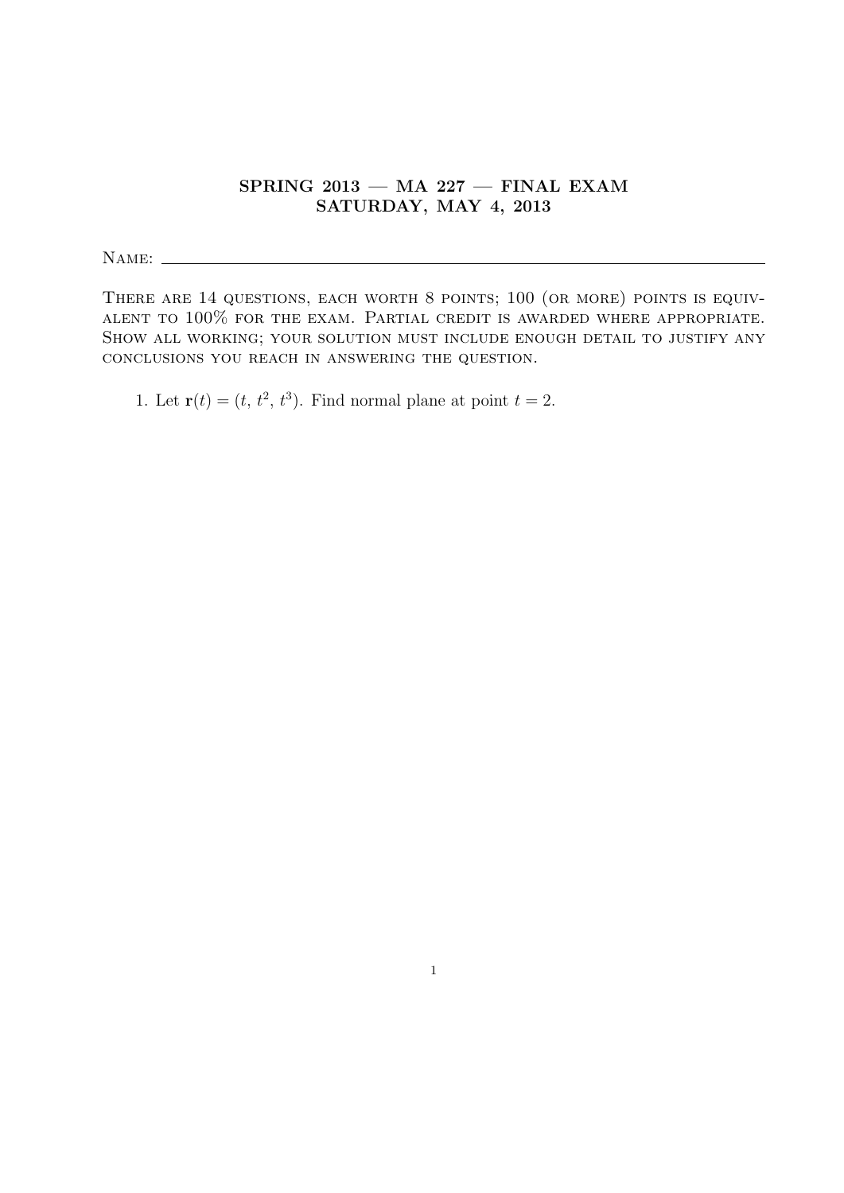**SPRING 2013 — MA 227 — FINAL EXAM**
**SATURDAY, MAY 4, 2013**

Name: ____________________________________________

There are 14 questions, each worth 8 points; 100 (or more) points is equivalent to 100% for the exam. Partial credit is awarded where appropriate. Show all working; your solution must include enough detail to justify any conclusions you reach in answering the question.

1. Let $\mathbf{r}(t) = (t,\, t^2,\, t^3)$. Find normal plane at point $t = 2$.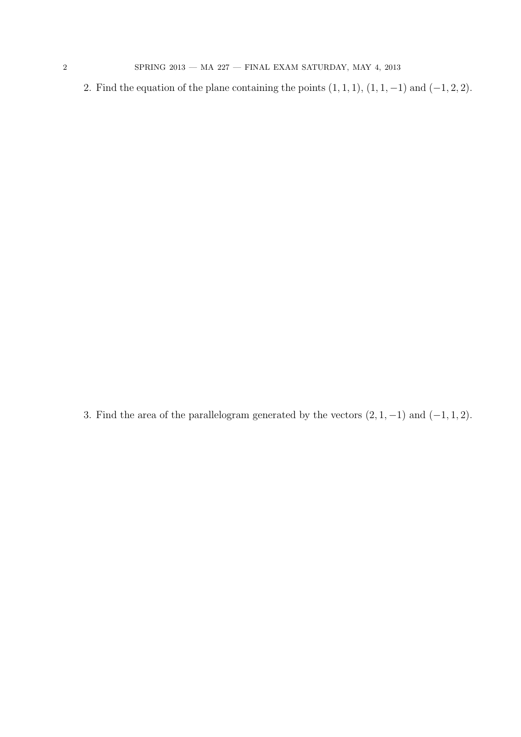2. Find the equation of the plane containing the points $(1, 1, 1)$, $(1, 1, -1)$ and $(-1, 2, 2)$.

3. Find the area of the parallelogram generated by the vectors $(2, 1, -1)$ and $(-1, 1, 2)$.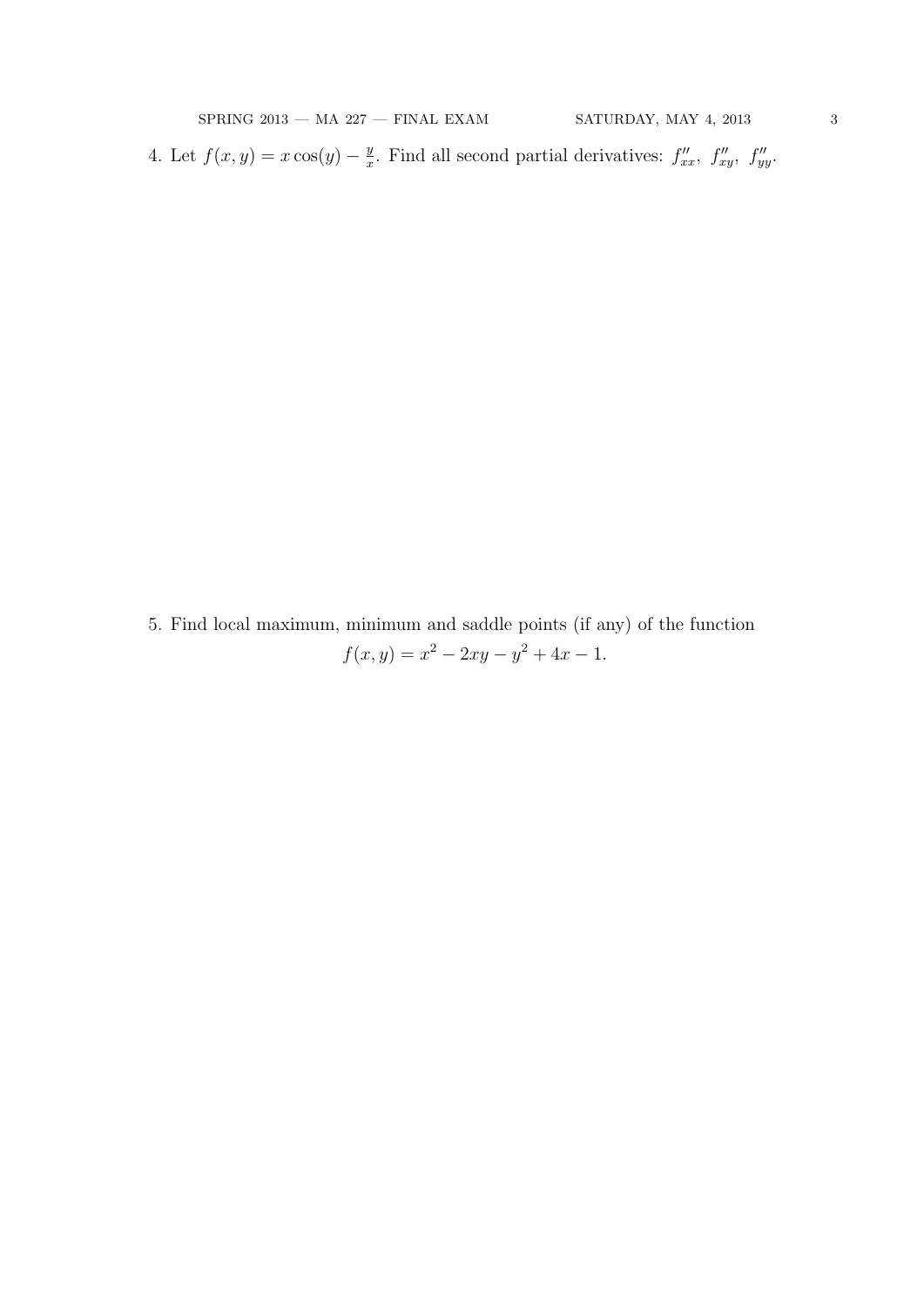4. Let $f(x,y) = x\cos(y) - \frac{y}{x}$. Find all second partial derivatives: $f''_{xx}$, $f''_{xy}$, $f''_{yy}$.

5. Find local maximum, minimum and saddle points (if any) of the function

$$f(x,y) = x^2 - 2xy - y^2 + 4x - 1.$$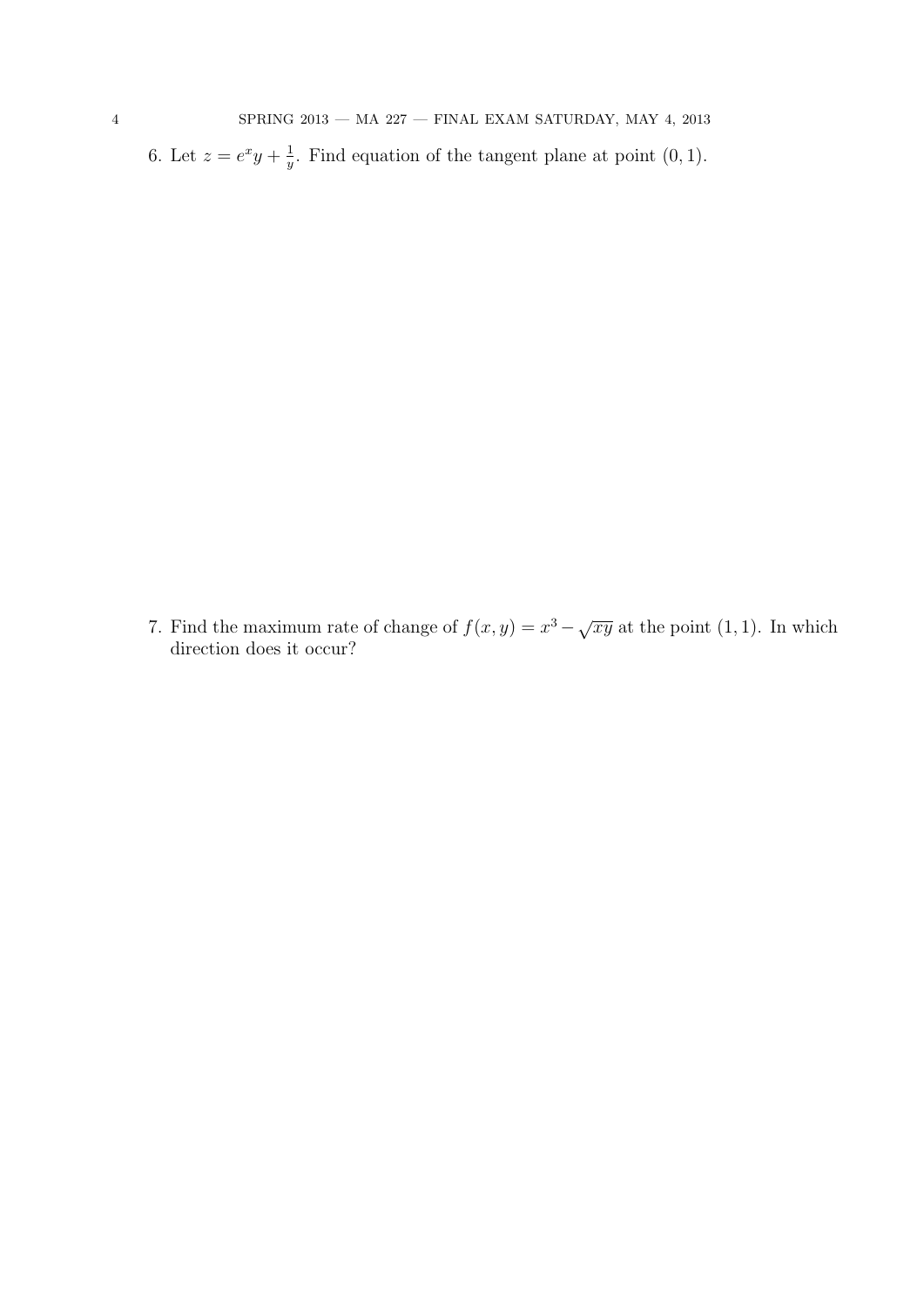6. Let $z = e^x y + \frac{1}{y}$. Find equation of the tangent plane at point $(0, 1)$.

7. Find the maximum rate of change of $f(x, y) = x^3 - \sqrt{xy}$ at the point $(1, 1)$. In which direction does it occur?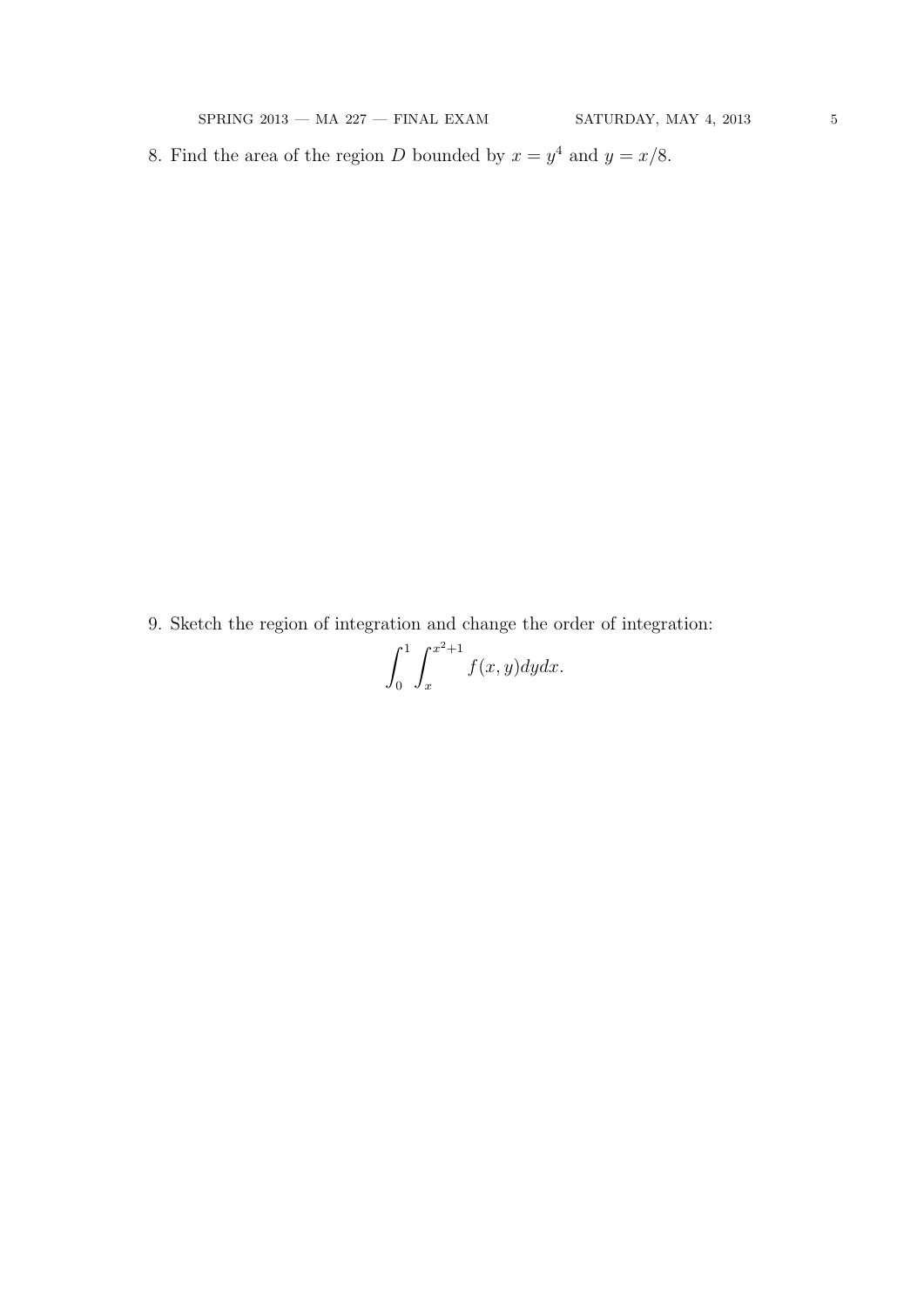8. Find the area of the region $D$ bounded by $x = y^4$ and $y = x/8$.

9. Sketch the region of integration and change the order of integration:

$$\int_0^1 \int_x^{x^2+1} f(x, y) dy dx.$$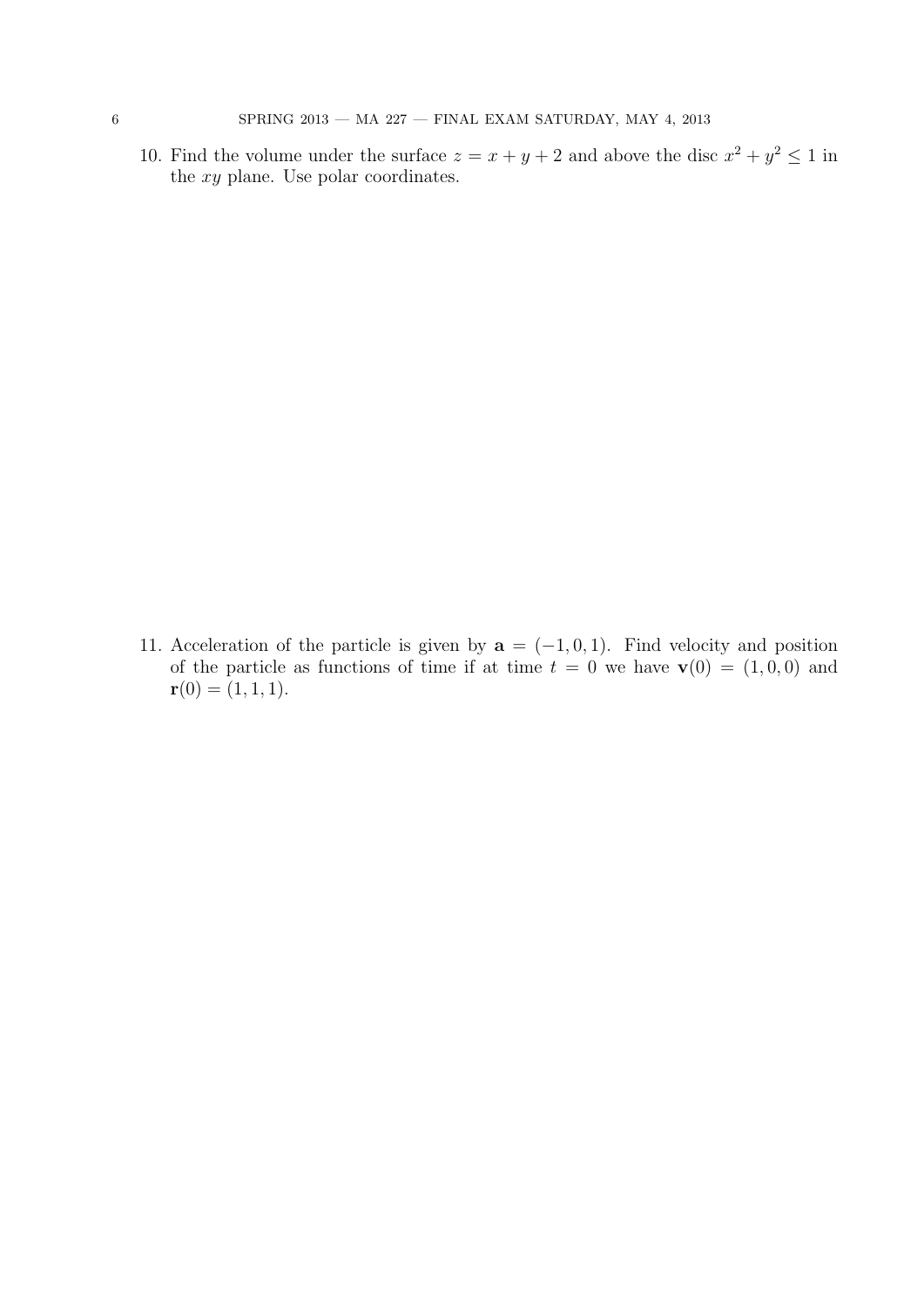10. Find the volume under the surface $z = x + y + 2$ and above the disc $x^2 + y^2 \leq 1$ in the $xy$ plane. Use polar coordinates.

11. Acceleration of the particle is given by $\mathbf{a} = (-1, 0, 1)$. Find velocity and position of the particle as functions of time if at time $t = 0$ we have $\mathbf{v}(0) = (1, 0, 0)$ and $\mathbf{r}(0) = (1, 1, 1)$.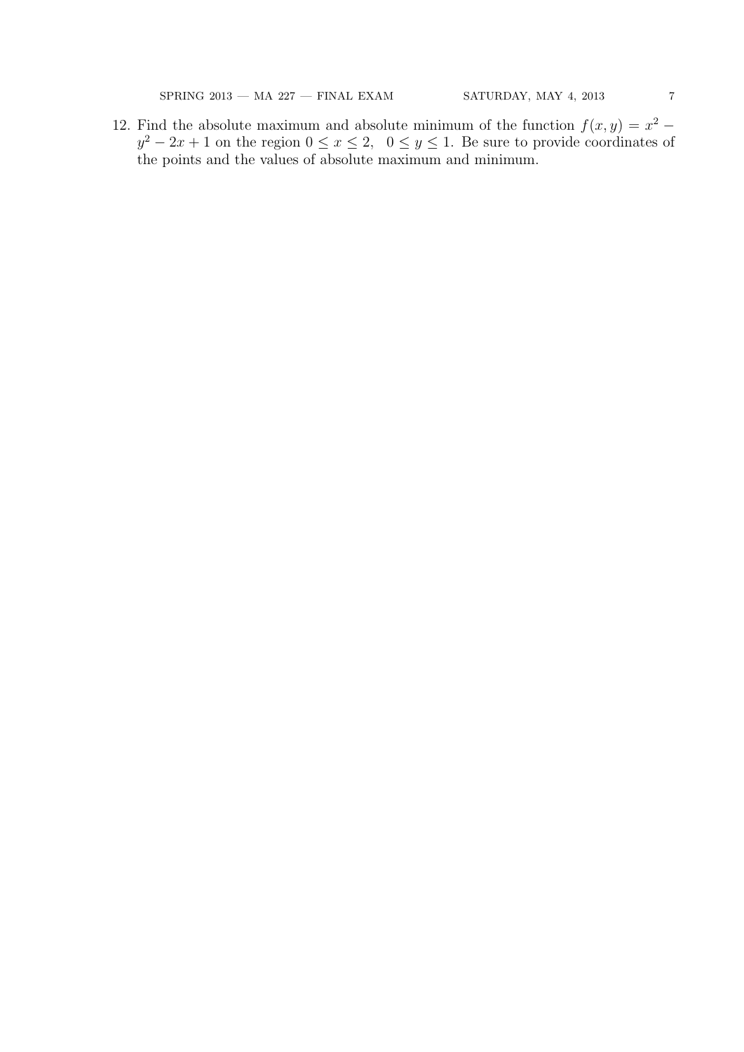12. Find the absolute maximum and absolute minimum of the function $f(x, y) = x^2 - y^2 - 2x + 1$ on the region $0 \leq x \leq 2, \quad 0 \leq y \leq 1$. Be sure to provide coordinates of the points and the values of absolute maximum and minimum.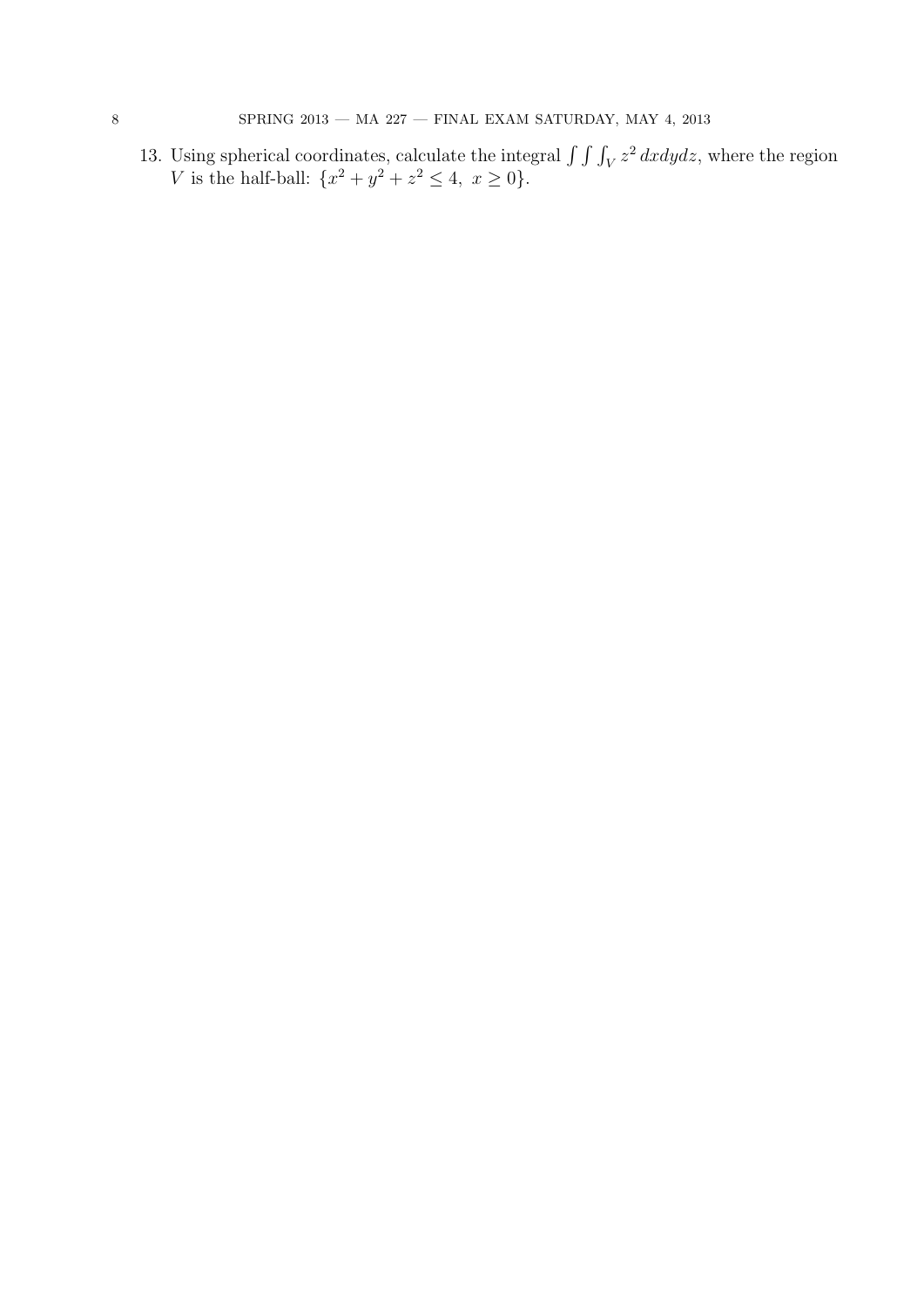13. Using spherical coordinates, calculate the integral $\int\int\int_V z^2\, dxdydz$, where the region $V$ is the half-ball: $\{x^2 + y^2 + z^2 \leq 4,\ x \geq 0\}$.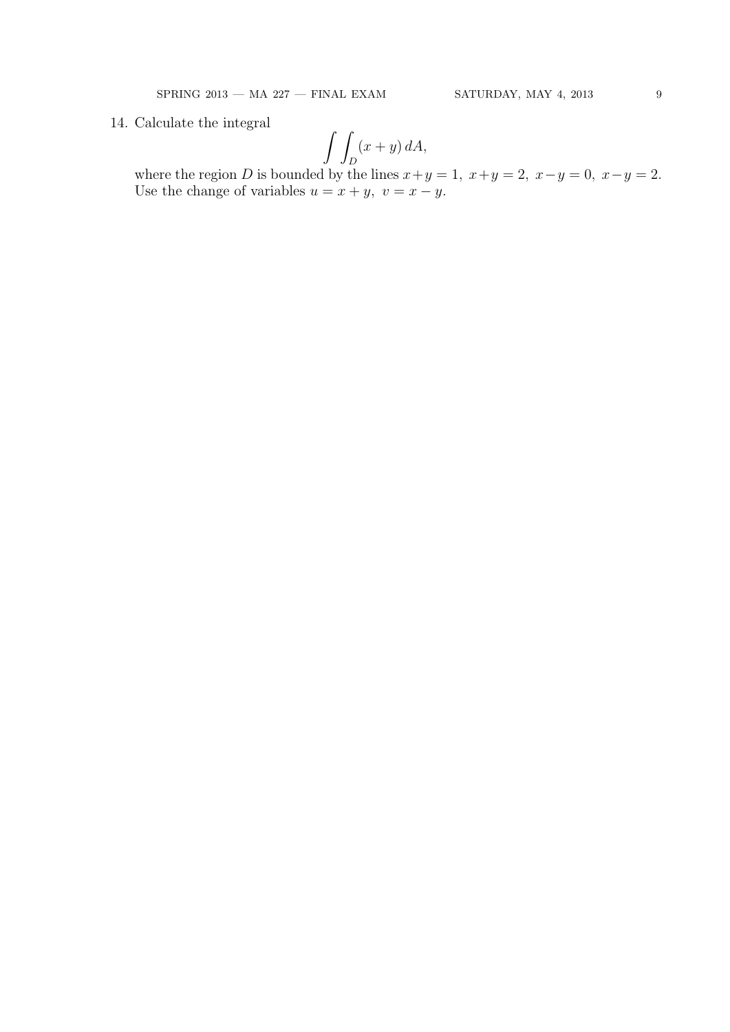14. Calculate the integral

$$\int\int_D (x+y)\, dA,$$

where the region $D$ is bounded by the lines $x+y=1,\ x+y=2,\ x-y=0,\ x-y=2$. Use the change of variables $u=x+y,\ v=x-y$.